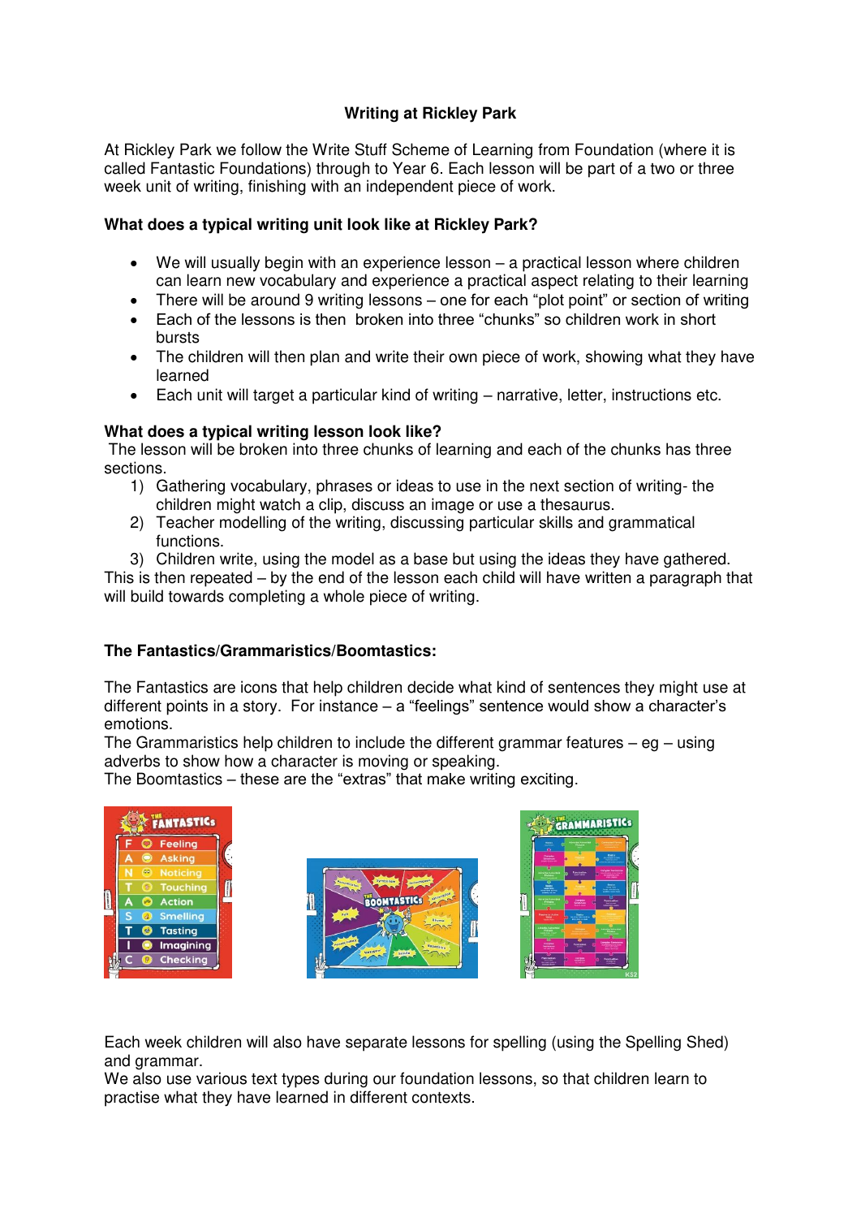# Writing at Rickley Park

At Rickley Park we follow the Write Stuff Scheme of Learning from Foundation (where it is called Fantastic Foundations) through to Year 6. Each lesson will be part of a two or three week unit of writing, finishing with an independent piece of work.

### What does a typical writing unit look like at Rickley Park?

- We will usually begin with an experience lesson – a practical lesson where children can learn new vocabulary and experience a practical aspect relating to their learning
- There will be around 9 writing lessons – one for each "plot point" or section of writing
- Each of the lessons is then broken into three "chunks" so children work in short bursts
- The children will then plan and write their own piece of work, showing what they have learned
- Each unit will target a particular kind of writing – narrative, letter, instructions etc.

### What does a typical writing lesson look like?

The lesson will be broken into three chunks of learning and each of the chunks has three sections.

1) Gathering vocabulary, phrases or ideas to use in the next section of writing- the children might watch a clip, discuss an image or use a thesaurus.
2) Teacher modelling of the writing, discussing particular skills and grammatical functions.
3) Children write, using the model as a base but using the ideas they have gathered.

This is then repeated – by the end of the lesson each child will have written a paragraph that will build towards completing a whole piece of writing.

### The Fantastics/Grammaristics/Boomtastics:

The Fantastics are icons that help children decide what kind of sentences they might use at different points in a story. For instance – a "feelings" sentence would show a character's emotions.
The Grammaristics help children to include the different grammar features – eg – using adverbs to show how a character is moving or speaking.
The Boomtastics – these are the "extras" that make writing exciting.

Each week children will also have separate lessons for spelling (using the Spelling Shed) and grammar.
We also use various text types during our foundation lessons, so that children learn to practise what they have learned in different contexts.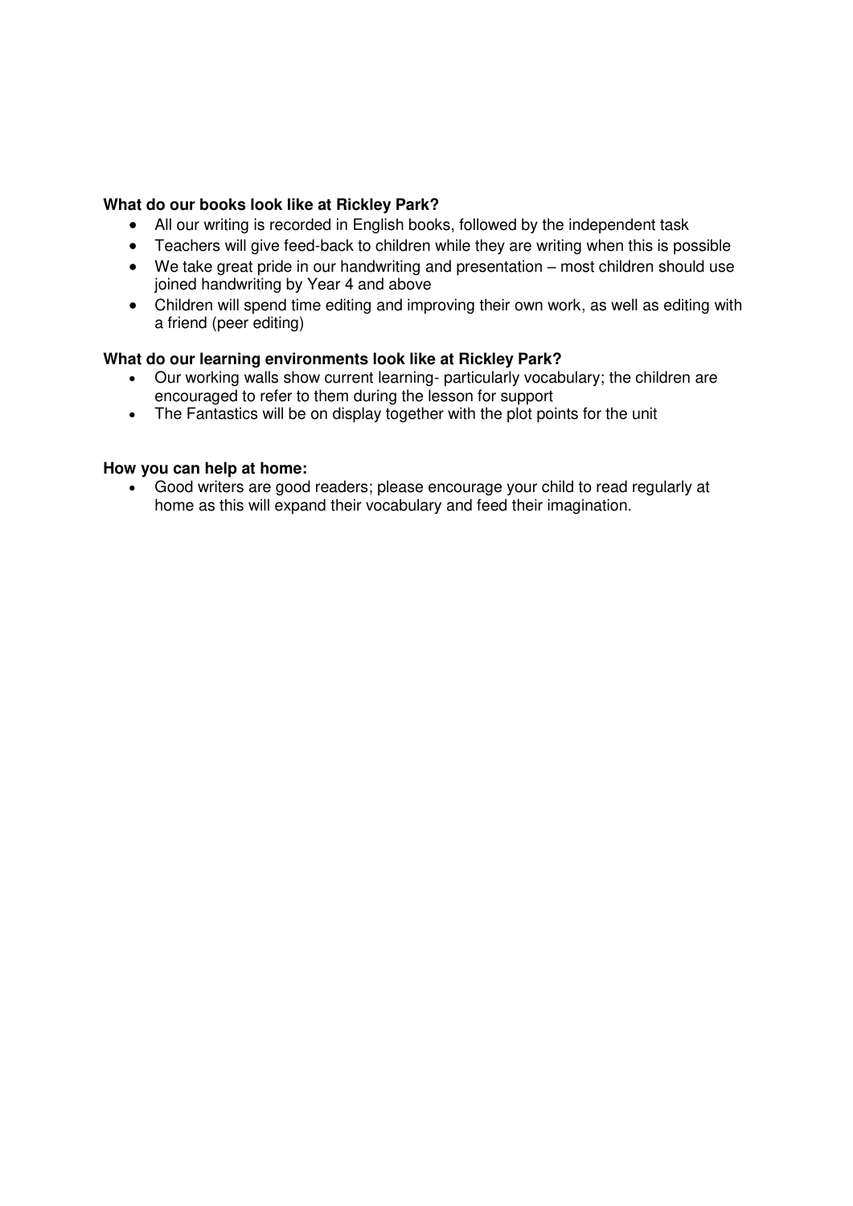**What do our books look like at Rickley Park?**

- All our writing is recorded in English books, followed by the independent task
- Teachers will give feed-back to children while they are writing when this is possible
- We take great pride in our handwriting and presentation – most children should use joined handwriting by Year 4 and above
- Children will spend time editing and improving their own work, as well as editing with a friend (peer editing)

**What do our learning environments look like at Rickley Park?**

- Our working walls show current learning- particularly vocabulary; the children are encouraged to refer to them during the lesson for support
- The Fantastics will be on display together with the plot points for the unit

**How you can help at home:**

- Good writers are good readers; please encourage your child to read regularly at home as this will expand their vocabulary and feed their imagination.